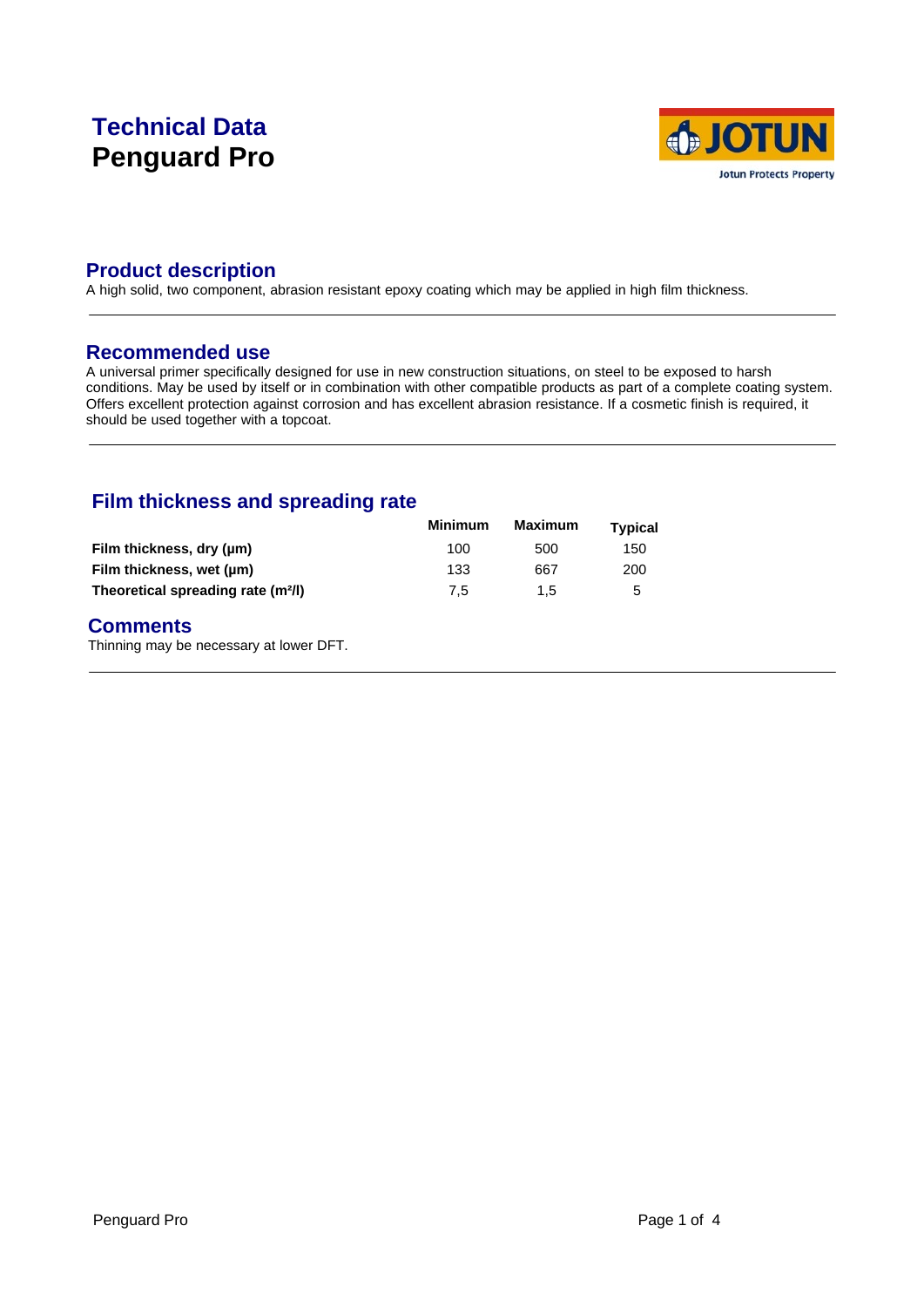# Technical Data

# Penguard Pro

## Product description

A high solid, two component, abrasion resistant epoxy coating which may be applied in high film thickness.

## Recommended use

A universal primer specifically designed for use in new construction situations, on steel to be exposed to harsh conditions. May be used by itself or in combination with other compatible products as part of a complete coating system. Offers excellent protection against corrosion and has excellent abrasion resistance. If a cosmetic finish is required, it should be used together with a topcoat.

## Film thickness and spreading rate

| | Minimum | Maximum | Typical |
|---|---|---|---|
| **Film thickness, dry (μm)** | 100 | 500 | 150 |
| **Film thickness, wet (μm)** | 133 | 667 | 200 |
| **Theoretical spreading rate (m²/l)** | 7,5 | 1,5 | 5 |

## Comments

Thinning may be necessary at lower DFT.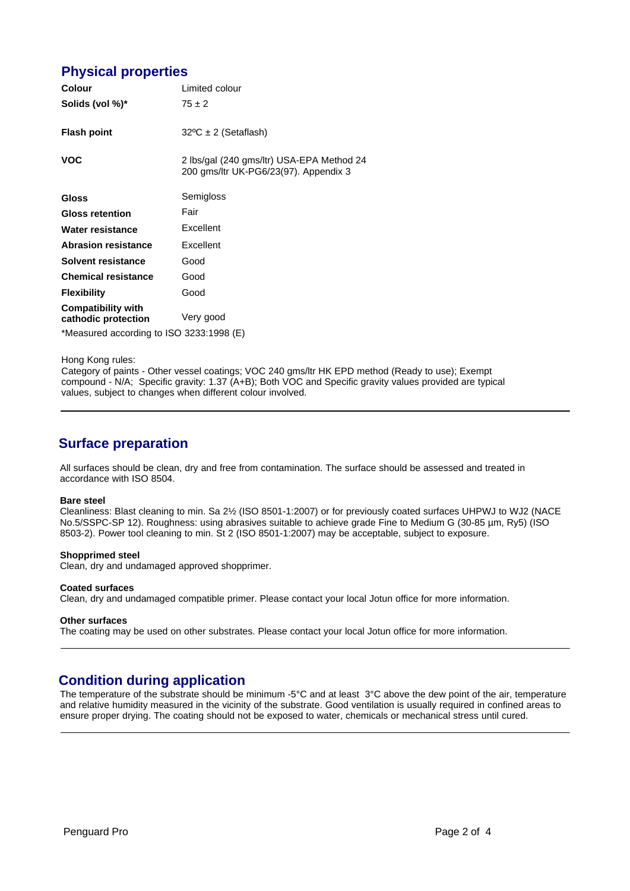## Physical properties

| | |
|---|---|
| **Colour** | Limited colour |
| **Solids (vol %)*** | 75 ± 2 |
| **Flash point** | 32ºC ± 2 (Setaflash) |
| **VOC** | 2 lbs/gal (240 gms/ltr) USA-EPA Method 24<br>200 gms/ltr UK-PG6/23(97). Appendix 3 |
| **Gloss** | Semigloss |
| **Gloss retention** | Fair |
| **Water resistance** | Excellent |
| **Abrasion resistance** | Excellent |
| **Solvent resistance** | Good |
| **Chemical resistance** | Good |
| **Flexibility** | Good |
| **Compatibility with cathodic protection** | Very good |

*Measured according to ISO 3233:1998 (E)

Hong Kong rules:
Category of paints - Other vessel coatings; VOC 240 gms/ltr HK EPD method (Ready to use); Exempt compound - N/A; Specific gravity: 1.37 (A+B); Both VOC and Specific gravity values provided are typical values, subject to changes when different colour involved.

## Surface preparation

All surfaces should be clean, dry and free from contamination. The surface should be assessed and treated in accordance with ISO 8504.

**Bare steel**
Cleanliness: Blast cleaning to min. Sa 2½ (ISO 8501-1:2007) or for previously coated surfaces UHPWJ to WJ2 (NACE No.5/SSPC-SP 12). Roughness: using abrasives suitable to achieve grade Fine to Medium G (30-85 µm, Ry5) (ISO 8503-2). Power tool cleaning to min. St 2 (ISO 8501-1:2007) may be acceptable, subject to exposure.

**Shopprimed steel**
Clean, dry and undamaged approved shopprimer.

**Coated surfaces**
Clean, dry and undamaged compatible primer. Please contact your local Jotun office for more information.

**Other surfaces**
The coating may be used on other substrates. Please contact your local Jotun office for more information.

## Condition during application

The temperature of the substrate should be minimum -5°C and at least 3°C above the dew point of the air, temperature and relative humidity measured in the vicinity of the substrate. Good ventilation is usually required in confined areas to ensure proper drying. The coating should not be exposed to water, chemicals or mechanical stress until cured.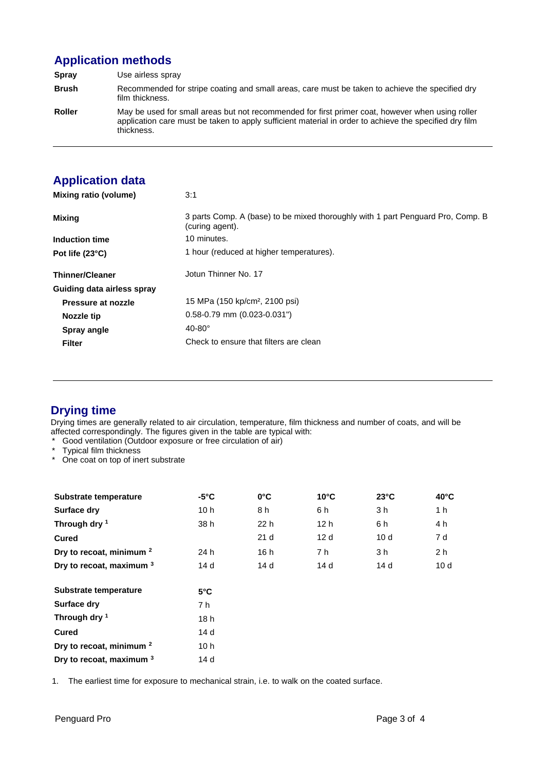## Application methods

| | |
|---|---|
| **Spray** | Use airless spray |
| **Brush** | Recommended for stripe coating and small areas, care must be taken to achieve the specified dry film thickness. |
| **Roller** | May be used for small areas but not recommended for first primer coat, however when using roller application care must be taken to apply sufficient material in order to achieve the specified dry film thickness. |

## Application data

| | |
|---|---|
| **Mixing ratio (volume)** | 3:1 |
| **Mixing** | 3 parts Comp. A (base) to be mixed thoroughly with 1 part Penguard Pro, Comp. B (curing agent). |
| **Induction time** | 10 minutes. |
| **Pot life (23°C)** | 1 hour (reduced at higher temperatures). |
| **Thinner/Cleaner** | Jotun Thinner No. 17 |
| **Guiding data airless spray** | |
| **Pressure at nozzle** | 15 MPa (150 kp/cm², 2100 psi) |
| **Nozzle tip** | 0.58-0.79 mm (0.023-0.031") |
| **Spray angle** | 40-80° |
| **Filter** | Check to ensure that filters are clean |

## Drying time

Drying times are generally related to air circulation, temperature, film thickness and number of coats, and will be affected correspondingly. The figures given in the table are typical with:

* Good ventilation (Outdoor exposure or free circulation of air)
* Typical film thickness
* One coat on top of inert substrate

| **Substrate temperature** | **-5°C** | **0°C** | **10°C** | **23°C** | **40°C** |
|---|---|---|---|---|---|
| **Surface dry** | 10 h | 8 h | 6 h | 3 h | 1 h |
| **Through dry** [1] | 38 h | 22 h | 12 h | 6 h | 4 h |
| **Cured** | | 21 d | 12 d | 10 d | 7 d |
| **Dry to recoat, minimum** [2] | 24 h | 16 h | 7 h | 3 h | 2 h |
| **Dry to recoat, maximum** [3] | 14 d | 14 d | 14 d | 14 d | 10 d |

| **Substrate temperature** | **5°C** |
|---|---|
| **Surface dry** | 7 h |
| **Through dry** [1] | 18 h |
| **Cured** | 14 d |
| **Dry to recoat, minimum** [2] | 10 h |
| **Dry to recoat, maximum** [3] | 14 d |

1. The earliest time for exposure to mechanical strain, i.e. to walk on the coated surface.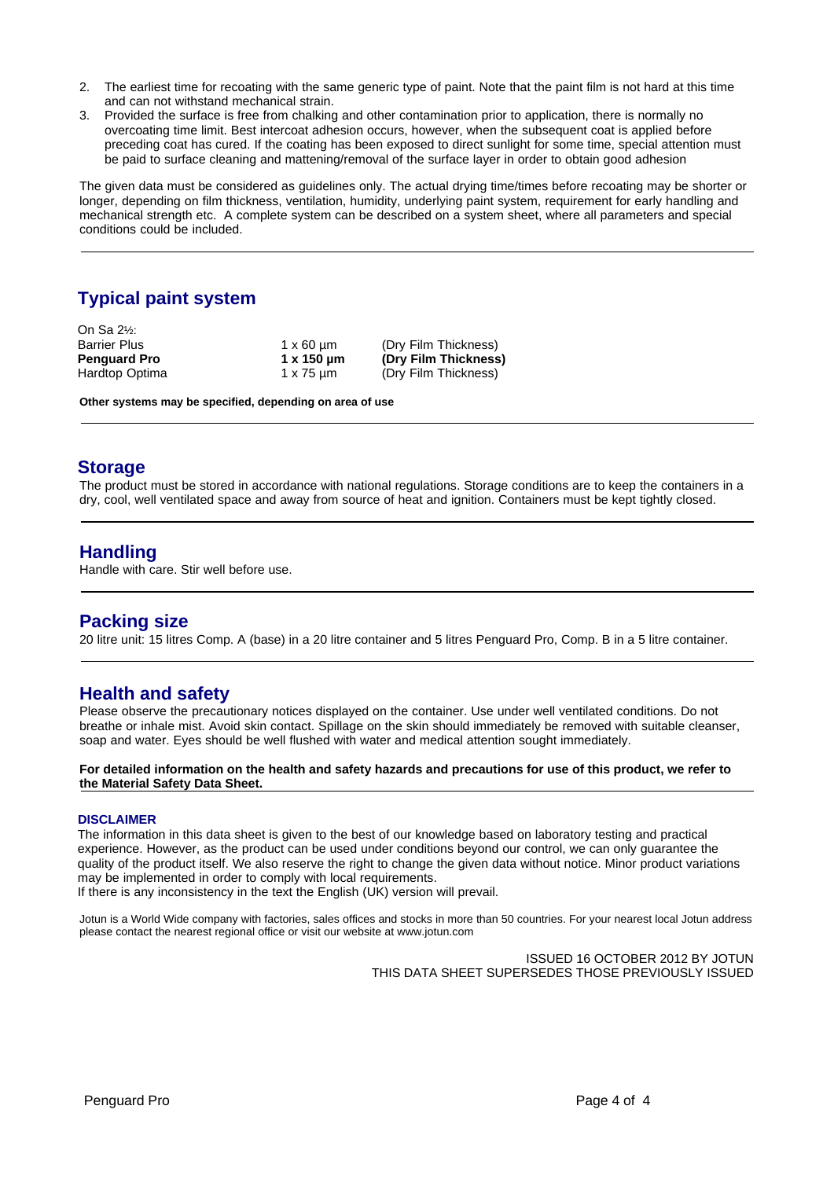2. The earliest time for recoating with the same generic type of paint. Note that the paint film is not hard at this time and can not withstand mechanical strain.
3. Provided the surface is free from chalking and other contamination prior to application, there is normally no overcoating time limit. Best intercoat adhesion occurs, however, when the subsequent coat is applied before preceding coat has cured. If the coating has been exposed to direct sunlight for some time, special attention must be paid to surface cleaning and mattening/removal of the surface layer in order to obtain good adhesion

The given data must be considered as guidelines only. The actual drying time/times before recoating may be shorter or longer, depending on film thickness, ventilation, humidity, underlying paint system, requirement for early handling and mechanical strength etc. A complete system can be described on a system sheet, where all parameters and special conditions could be included.

## Typical paint system

On Sa 2½:

| | | |
|---|---|---|
| Barrier Plus | 1 x 60 µm | (Dry Film Thickness) |
| **Penguard Pro** | **1 x 150 µm** | **(Dry Film Thickness)** |
| Hardtop Optima | 1 x 75 µm | (Dry Film Thickness) |

**Other systems may be specified, depending on area of use**

## Storage

The product must be stored in accordance with national regulations. Storage conditions are to keep the containers in a dry, cool, well ventilated space and away from source of heat and ignition. Containers must be kept tightly closed.

## Handling

Handle with care. Stir well before use.

## Packing size

20 litre unit: 15 litres Comp. A (base) in a 20 litre container and 5 litres Penguard Pro, Comp. B in a 5 litre container.

## Health and safety

Please observe the precautionary notices displayed on the container. Use under well ventilated conditions. Do not breathe or inhale mist. Avoid skin contact. Spillage on the skin should immediately be removed with suitable cleanser, soap and water. Eyes should be well flushed with water and medical attention sought immediately.

**For detailed information on the health and safety hazards and precautions for use of this product, we refer to the Material Safety Data Sheet.**

### DISCLAIMER

The information in this data sheet is given to the best of our knowledge based on laboratory testing and practical experience. However, as the product can be used under conditions beyond our control, we can only guarantee the quality of the product itself. We also reserve the right to change the given data without notice. Minor product variations may be implemented in order to comply with local requirements.
If there is any inconsistency in the text the English (UK) version will prevail.

Jotun is a World Wide company with factories, sales offices and stocks in more than 50 countries. For your nearest local Jotun address please contact the nearest regional office or visit our website at www.jotun.com

ISSUED 16 OCTOBER 2012 BY JOTUN
THIS DATA SHEET SUPERSEDES THOSE PREVIOUSLY ISSUED